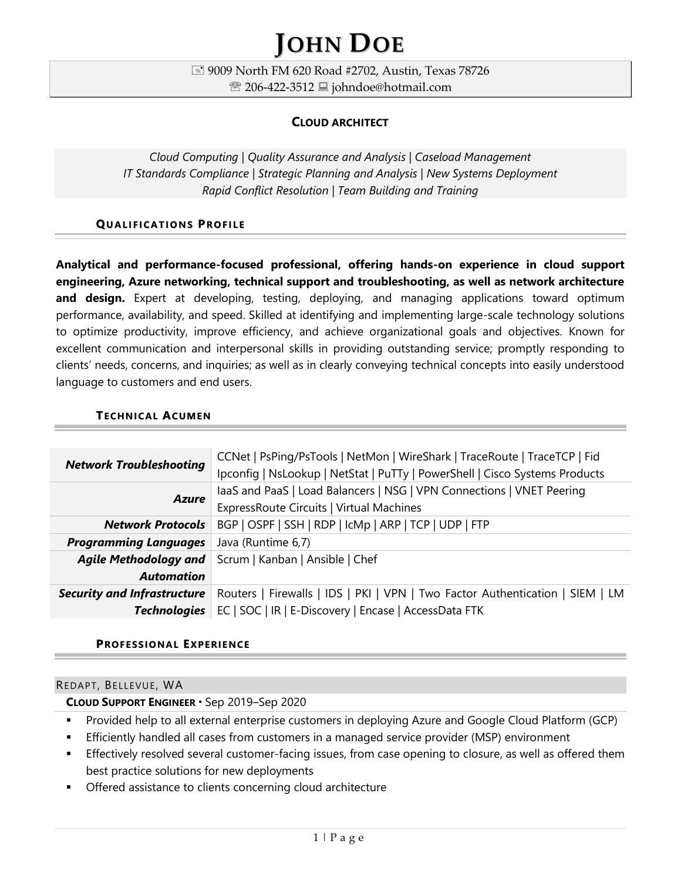# JOHN DOE

9009 North FM 620 Road #2702, Austin, Texas 78726
206-422-3512 johndoe@hotmail.com

## CLOUD ARCHITECT

*Cloud Computing | Quality Assurance and Analysis | Caseload Management*
*IT Standards Compliance | Strategic Planning and Analysis | New Systems Deployment*
*Rapid Conflict Resolution | Team Building and Training*

### QUALIFICATIONS PROFILE

**Analytical and performance-focused professional, offering hands-on experience in cloud support engineering, Azure networking, technical support and troubleshooting, as well as network architecture and design.** Expert at developing, testing, deploying, and managing applications toward optimum performance, availability, and speed. Skilled at identifying and implementing large-scale technology solutions to optimize productivity, improve efficiency, and achieve organizational goals and objectives. Known for excellent communication and interpersonal skills in providing outstanding service; promptly responding to clients' needs, concerns, and inquiries; as well as in clearly conveying technical concepts into easily understood language to customers and end users.

### TECHNICAL ACUMEN

| | |
|---|---|
| ***Network Troubleshooting*** | CCNet \| PsPing/PsTools \| NetMon \| WireShark \| TraceRoute \| TraceTCP \| Fid Ipconfig \| NsLookup \| NetStat \| PuTTy \| PowerShell \| Cisco Systems Products |
| ***Azure*** | IaaS and PaaS \| Load Balancers \| NSG \| VPN Connections \| VNET Peering ExpressRoute Circuits \| Virtual Machines |
| ***Network Protocols*** | BGP \| OSPF \| SSH \| RDP \| IcMp \| ARP \| TCP \| UDP \| FTP |
| ***Programming Languages*** | Java (Runtime 6,7) |
| ***Agile Methodology and Automation*** | Scrum \| Kanban \| Ansible \| Chef |
| ***Security and Infrastructure Technologies*** | Routers \| Firewalls \| IDS \| PKI \| VPN \| Two Factor Authentication \| SIEM \| LM EC \| SOC \| IR \| E-Discovery \| Encase \| AccessData FTK |

### PROFESSIONAL EXPERIENCE

REDAPT, BELLEVUE, WA

**CLOUD SUPPORT ENGINEER** ▪ Sep 2019–Sep 2020

- Provided help to all external enterprise customers in deploying Azure and Google Cloud Platform (GCP)
- Efficiently handled all cases from customers in a managed service provider (MSP) environment
- Effectively resolved several customer-facing issues, from case opening to closure, as well as offered them best practice solutions for new deployments
- Offered assistance to clients concerning cloud architecture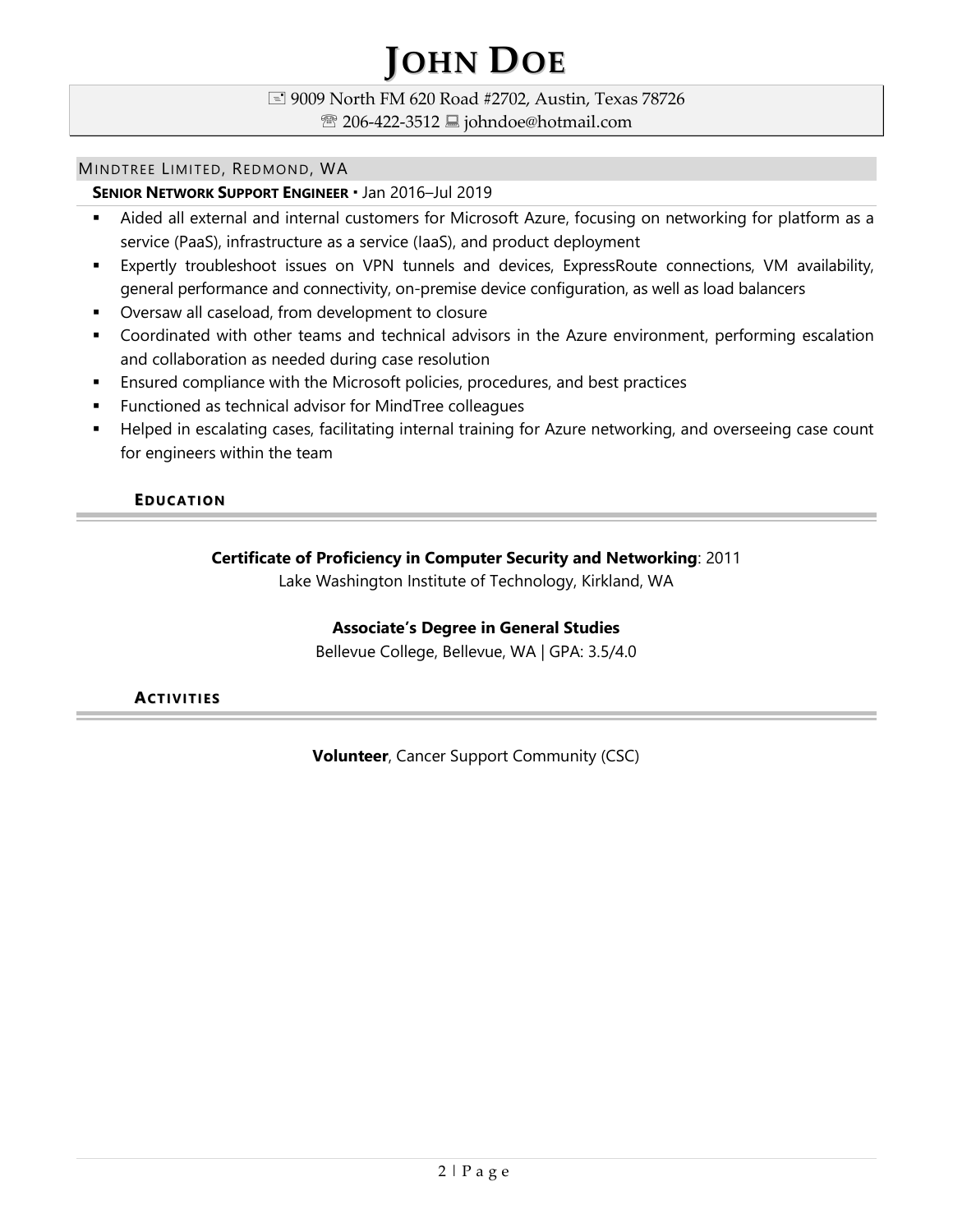# JOHN DOE

9009 North FM 620 Road #2702, Austin, Texas 78726
206-422-3512 johndoe@hotmail.com

### MINDTREE LIMITED, REDMOND, WA

**SENIOR NETWORK SUPPORT ENGINEER** ▪ Jan 2016–Jul 2019

- Aided all external and internal customers for Microsoft Azure, focusing on networking for platform as a service (PaaS), infrastructure as a service (IaaS), and product deployment
- Expertly troubleshoot issues on VPN tunnels and devices, ExpressRoute connections, VM availability, general performance and connectivity, on-premise device configuration, as well as load balancers
- Oversaw all caseload, from development to closure
- Coordinated with other teams and technical advisors in the Azure environment, performing escalation and collaboration as needed during case resolution
- Ensured compliance with the Microsoft policies, procedures, and best practices
- Functioned as technical advisor for MindTree colleagues
- Helped in escalating cases, facilitating internal training for Azure networking, and overseeing case count for engineers within the team

## EDUCATION

**Certificate of Proficiency in Computer Security and Networking**: 2011
Lake Washington Institute of Technology, Kirkland, WA

**Associate's Degree in General Studies**
Bellevue College, Bellevue, WA | GPA: 3.5/4.0

## ACTIVITIES

**Volunteer**, Cancer Support Community (CSC)